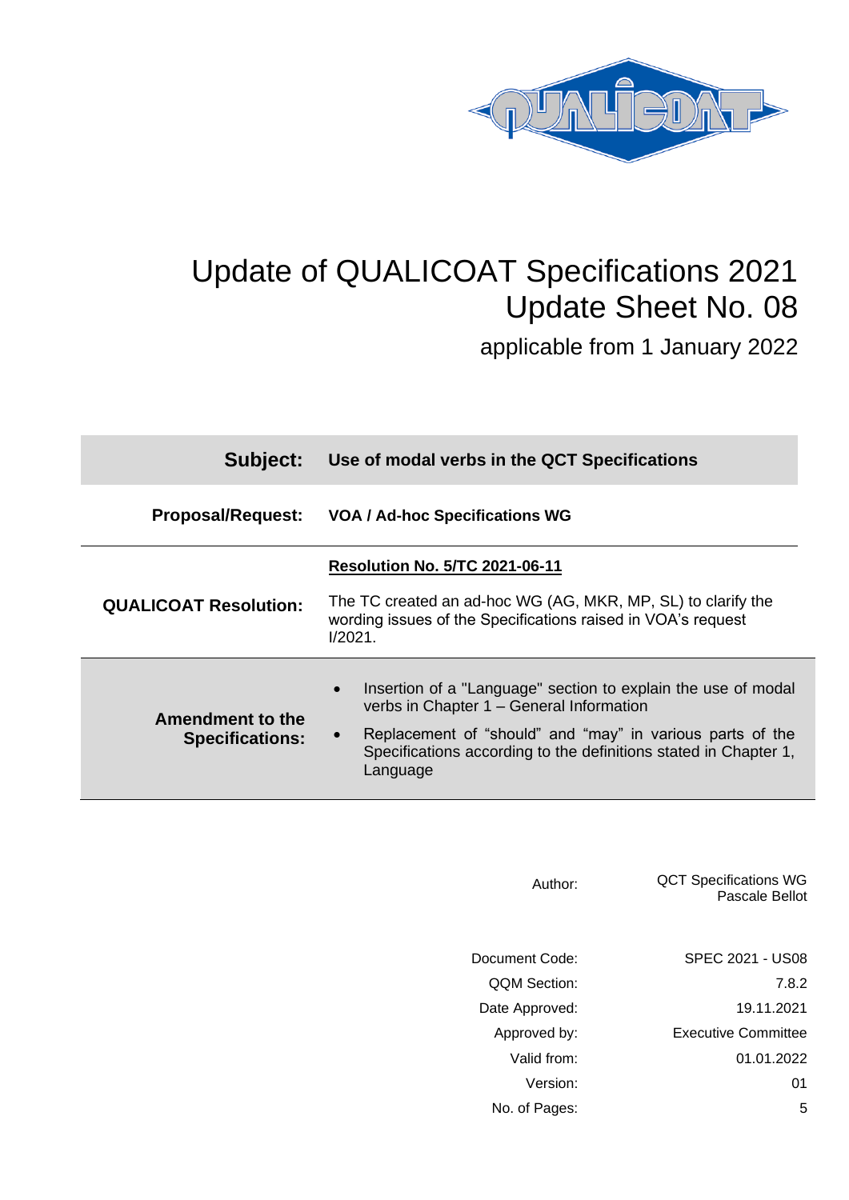# Update of QUALICOAT Specifications 2021
# Update Sheet No. 08

applicable from 1 January 2022

| | |
|---|---|
| **Subject:** | **Use of modal verbs in the QCT Specifications** |
| **Proposal/Request:** | **VOA / Ad-hoc Specifications WG** |
| **QUALICOAT Resolution:** | **Resolution No. 5/TC 2021-06-11**<br><br>The TC created an ad-hoc WG (AG, MKR, MP, SL) to clarify the wording issues of the Specifications raised in VOA's request I/2021. |
| **Amendment to the Specifications:** | • Insertion of a "Language" section to explain the use of modal verbs in Chapter 1 – General Information<br>• Replacement of "should" and "may" in various parts of the Specifications according to the definitions stated in Chapter 1, Language |

| | |
|---|---|
| Author: | QCT Specifications WG<br>Pascale Bellot |
| Document Code: | SPEC 2021 - US08 |
| QQM Section: | 7.8.2 |
| Date Approved: | 19.11.2021 |
| Approved by: | Executive Committee |
| Valid from: | 01.01.2022 |
| Version: | 01 |
| No. of Pages: | 5 |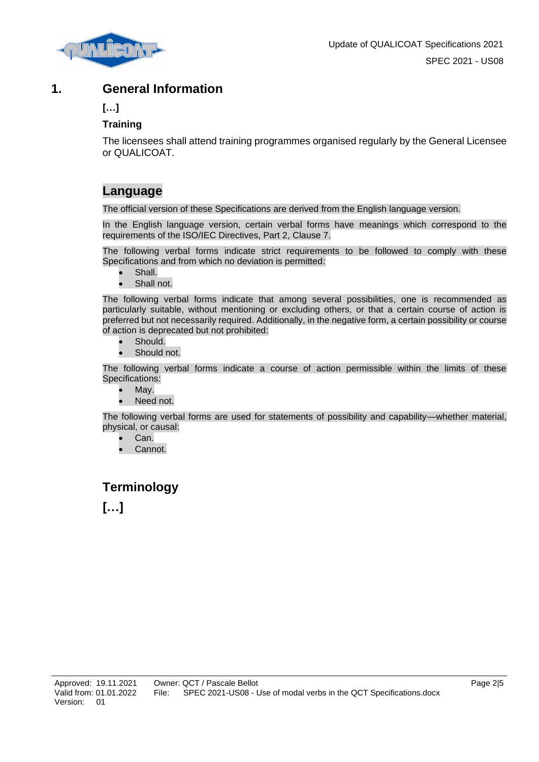# 1. General Information

**[…]**

**Training**

The licensees shall attend training programmes organised regularly by the General Licensee or QUALICOAT.

## Language

The official version of these Specifications are derived from the English language version.

In the English language version, certain verbal forms have meanings which correspond to the requirements of the ISO/IEC Directives, Part 2, Clause 7.

The following verbal forms indicate strict requirements to be followed to comply with these Specifications and from which no deviation is permitted:

- Shall.
- Shall not.

The following verbal forms indicate that among several possibilities, one is recommended as particularly suitable, without mentioning or excluding others, or that a certain course of action is preferred but not necessarily required. Additionally, in the negative form, a certain possibility or course of action is deprecated but not prohibited:

- Should.
- Should not.

The following verbal forms indicate a course of action permissible within the limits of these Specifications:

- May.
- Need not.

The following verbal forms are used for statements of possibility and capability—whether material, physical, or causal:

- Can.
- Cannot.

## Terminology

**[…]**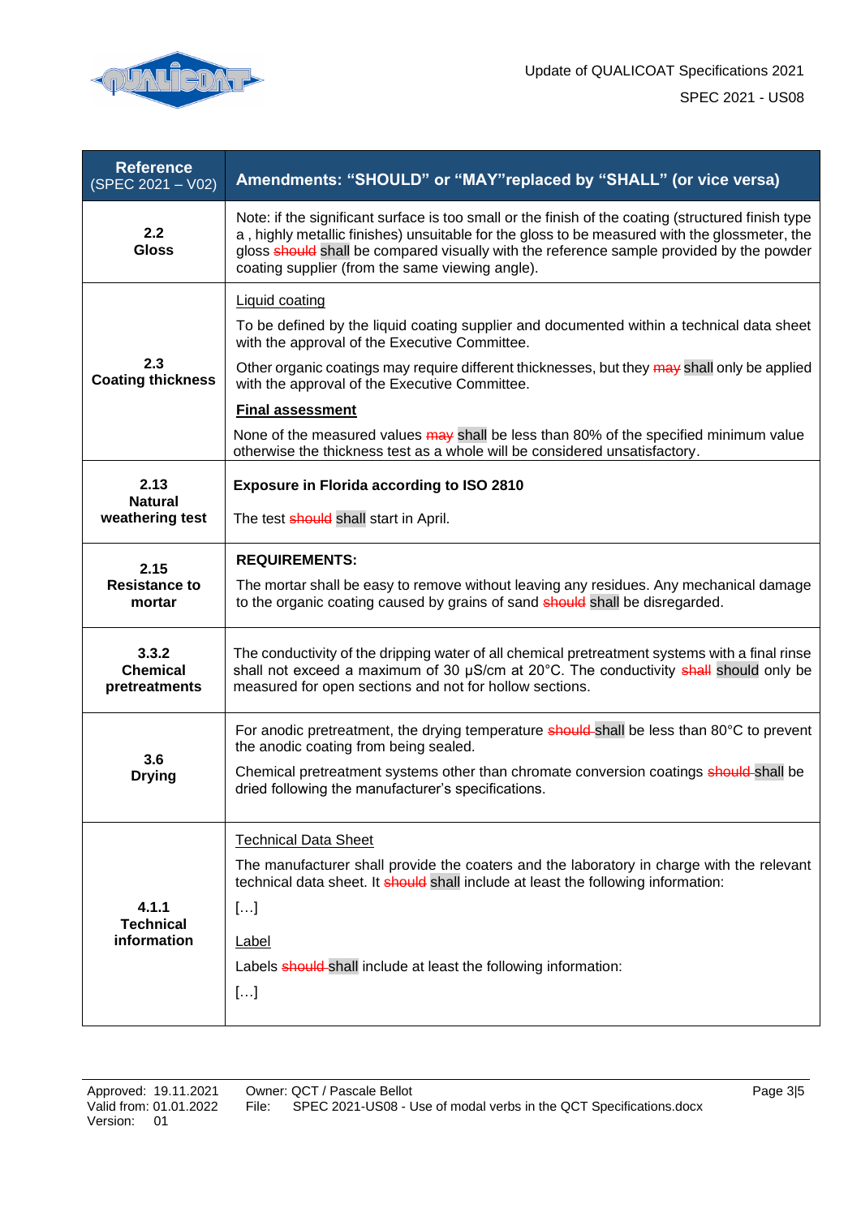| Reference (SPEC 2021 – V02) | Amendments: "SHOULD" or "MAY"replaced by "SHALL" (or vice versa) |
|---|---|
| **2.2 Gloss** | Note: if the significant surface is too small or the finish of the coating (structured finish type a , highly metallic finishes) unsuitable for the gloss to be measured with the glossmeter, the gloss ~~should~~ shall be compared visually with the reference sample provided by the powder coating supplier (from the same viewing angle). |
| **2.3 Coating thickness** | Liquid coating<br><br>To be defined by the liquid coating supplier and documented within a technical data sheet with the approval of the Executive Committee.<br><br>Other organic coatings may require different thicknesses, but they ~~may~~ shall only be applied with the approval of the Executive Committee.<br><br>**Final assessment**<br><br>None of the measured values ~~may~~ shall be less than 80% of the specified minimum value otherwise the thickness test as a whole will be considered unsatisfactory. |
| **2.13 Natural weathering test** | **Exposure in Florida according to ISO 2810**<br><br>The test ~~should~~ shall start in April. |
| **2.15 Resistance to mortar** | **REQUIREMENTS:**<br><br>The mortar shall be easy to remove without leaving any residues. Any mechanical damage to the organic coating caused by grains of sand ~~should~~ shall be disregarded. |
| **3.3.2 Chemical pretreatments** | The conductivity of the dripping water of all chemical pretreatment systems with a final rinse shall not exceed a maximum of 30 µS/cm at 20°C. The conductivity ~~shall~~ should only be measured for open sections and not for hollow sections. |
| **3.6 Drying** | For anodic pretreatment, the drying temperature ~~should~~ shall be less than 80°C to prevent the anodic coating from being sealed.<br><br>Chemical pretreatment systems other than chromate conversion coatings ~~should~~ shall be dried following the manufacturer's specifications. |
| **4.1.1 Technical information** | Technical Data Sheet<br><br>The manufacturer shall provide the coaters and the laboratory in charge with the relevant technical data sheet. It ~~should~~ shall include at least the following information:<br><br>[…]<br><br>Label<br><br>Labels ~~should~~ shall include at least the following information:<br><br>[…] |

Approved: 19.11.2021
Valid from: 01.01.2022
Version: 01

Owner: QCT / Pascale Bellot
File: SPEC 2021-US08 - Use of modal verbs in the QCT Specifications.docx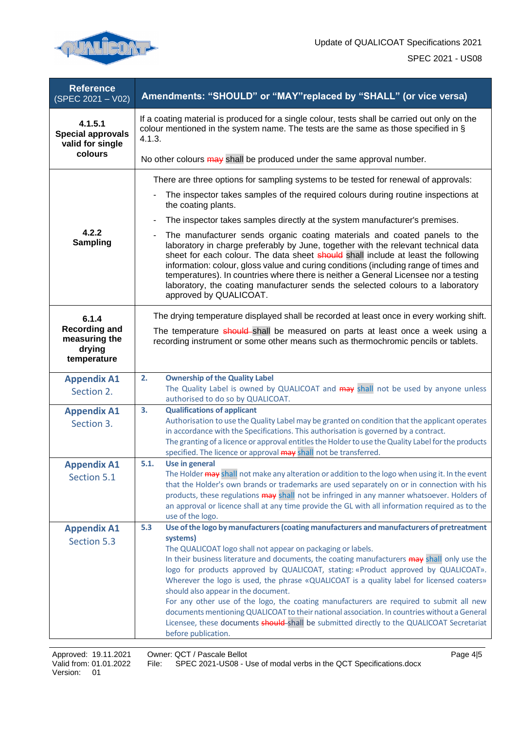| Reference (SPEC 2021 – V02) | Amendments: "SHOULD" or "MAY"replaced by "SHALL" (or vice versa) |
|---|---|
| **4.1.5.1 Special approvals valid for single colours** | If a coating material is produced for a single colour, tests shall be carried out only on the colour mentioned in the system name. The tests are the same as those specified in § 4.1.3.<br><br>No other colours ~~may~~ shall be produced under the same approval number. |
| **4.2.2 Sampling** | There are three options for sampling systems to be tested for renewal of approvals:<br>- The inspector takes samples of the required colours during routine inspections at the coating plants.<br>- The inspector takes samples directly at the system manufacturer's premises.<br>- The manufacturer sends organic coating materials and coated panels to the laboratory in charge preferably by June, together with the relevant technical data sheet for each colour. The data sheet ~~should~~ shall include at least the following information: colour, gloss value and curing conditions (including range of times and temperatures). In countries where there is neither a General Licensee nor a testing laboratory, the coating manufacturer sends the selected colours to a laboratory approved by QUALICOAT. |
| **6.1.4 Recording and measuring the drying temperature** | The drying temperature displayed shall be recorded at least once in every working shift.<br><br>The temperature ~~should~~ shall be measured on parts at least once a week using a recording instrument or some other means such as thermochromic pencils or tablets. |
| **Appendix A1** Section 2. | **2. Ownership of the Quality Label**<br>The Quality Label is owned by QUALICOAT and ~~may~~ shall not be used by anyone unless authorised to do so by QUALICOAT. |
| **Appendix A1** Section 3. | **3. Qualifications of applicant**<br>Authorisation to use the Quality Label may be granted on condition that the applicant operates in accordance with the Specifications. This authorisation is governed by a contract.<br>The granting of a licence or approval entitles the Holder to use the Quality Label for the products specified. The licence or approval ~~may~~ shall not be transferred. |
| **Appendix A1** Section 5.1 | **5.1. Use in general**<br>The Holder ~~may~~ shall not make any alteration or addition to the logo when using it. In the event that the Holder's own brands or trademarks are used separately on or in connection with his products, these regulations ~~may~~ shall not be infringed in any manner whatsoever. Holders of an approval or licence shall at any time provide the GL with all information required as to the use of the logo. |
| **Appendix A1** Section 5.3 | **5.3 Use of the logo by manufacturers (coating manufacturers and manufacturers of pretreatment systems)**<br>The QUALICOAT logo shall not appear on packaging or labels.<br>In their business literature and documents, the coating manufacturers ~~may~~ shall only use the logo for products approved by QUALICOAT, stating: «Product approved by QUALICOAT». Wherever the logo is used, the phrase «QUALICOAT is a quality label for licensed coaters» should also appear in the document.<br>For any other use of the logo, the coating manufacturers are required to submit all new documents mentioning QUALICOAT to their national association. In countries without a General Licensee, these documents ~~should~~ shall be submitted directly to the QUALICOAT Secretariat before publication. |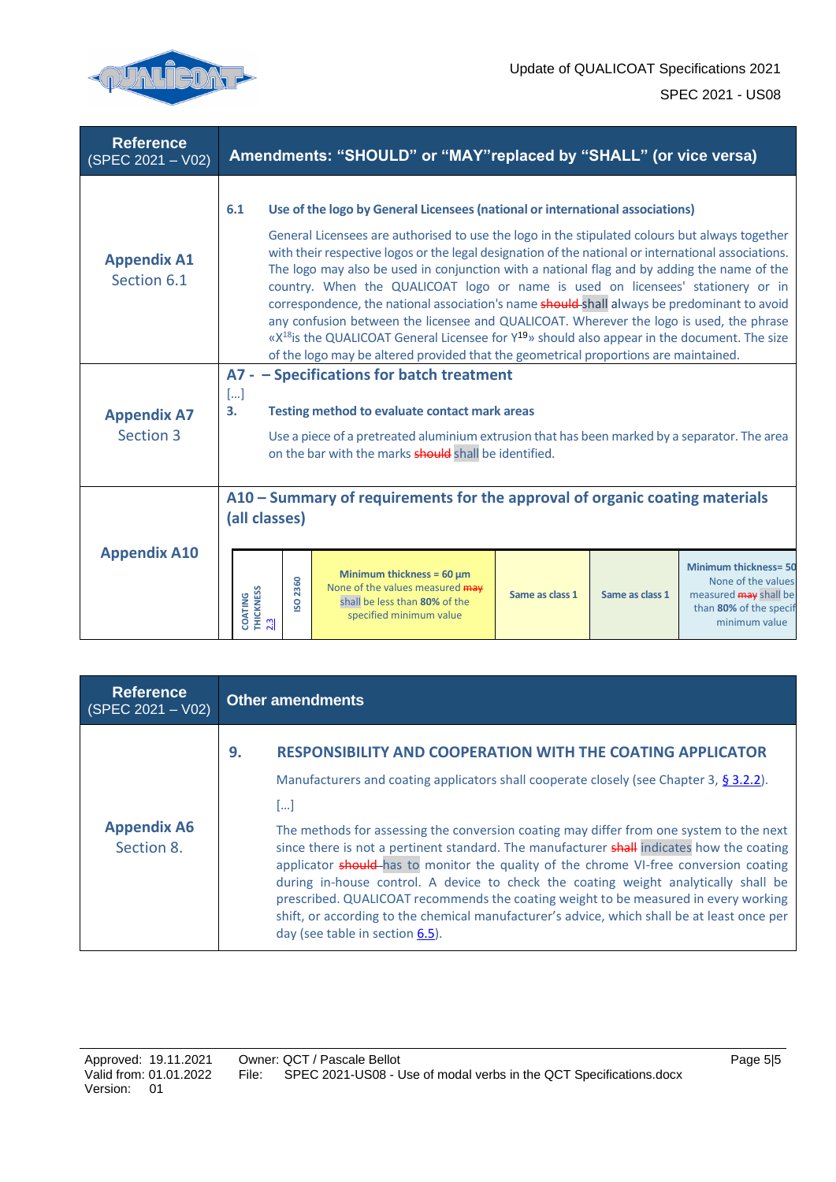| Reference (SPEC 2021 – V02) | Amendments: "SHOULD" or "MAY"replaced by "SHALL" (or vice versa) |
|---|---|
| **Appendix A1** Section 6.1 | **6.1 Use of the logo by General Licensees (national or international associations)**<br><br>General Licensees are authorised to use the logo in the stipulated colours but always together with their respective logos or the legal designation of the national or international associations. The logo may also be used in conjunction with a national flag and by adding the name of the country. When the QUALICOAT logo or name is used on licensees' stationery or in correspondence, the national association's name ~~should~~ shall always be predominant to avoid any confusion between the licensee and QUALICOAT. Wherever the logo is used, the phrase «X[18]is the QUALICOAT General Licensee for Y[19]» should also appear in the document. The size of the logo may be altered provided that the geometrical proportions are maintained. |
| **Appendix A7** Section 3 | **A7 - – Specifications for batch treatment**<br>[…]<br>**3. Testing method to evaluate contact mark areas**<br><br>Use a piece of a pretreated aluminium extrusion that has been marked by a separator. The area on the bar with the marks ~~should~~ shall be identified. |
| **Appendix A10** | **A10 – Summary of requirements for the approval of organic coating materials (all classes)**<br><br>COATING THICKNESS 2.3 \| ISO 2360 \| **Minimum thickness = 60 µm** None of the values measured ~~may~~ shall be less than **80%** of the specified minimum value \| **Same as class 1** \| **Same as class 1** \| **Minimum thickness= 50** None of the values measured ~~may~~ shall be less than **80%** of the specif minimum value |

| Reference (SPEC 2021 – V02) | Other amendments |
|---|---|
| **Appendix A6** Section 8. | **9. RESPONSIBILITY AND COOPERATION WITH THE COATING APPLICATOR**<br><br>Manufacturers and coating applicators shall cooperate closely (see Chapter 3, § 3.2.2).<br><br>[…]<br><br>The methods for assessing the conversion coating may differ from one system to the next since there is not a pertinent standard. The manufacturer ~~shall~~ indicates how the coating applicator ~~should~~ has to monitor the quality of the chrome VI-free conversion coating during in-house control. A device to check the coating weight analytically shall be prescribed. QUALICOAT recommends the coating weight to be measured in every working shift, or according to the chemical manufacturer's advice, which shall be at least once per day (see table in section 6.5). |